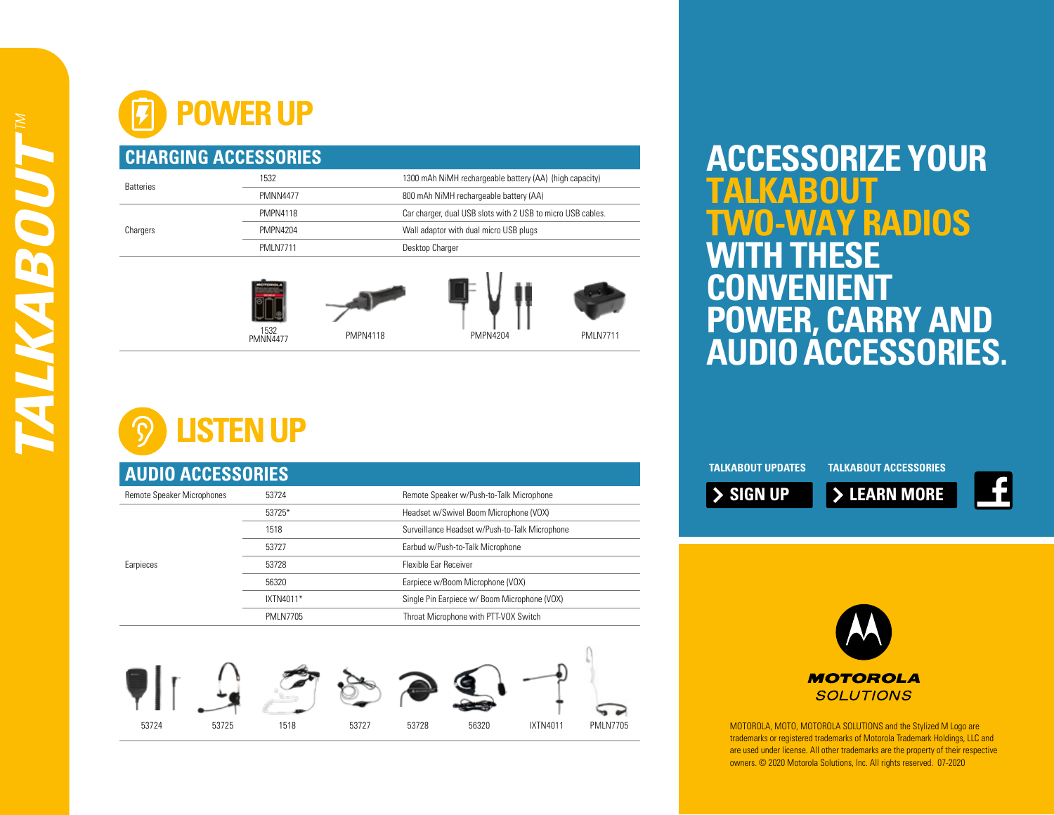TALKABOUT™

# POWER UP

## CHARGING ACCESSORIES

| | | |
|---|---|---|
| Batteries | 1532 | 1300 mAh NiMH rechargeable battery (AA) (high capacity) |
| | PMNN4477 | 800 mAh NiMH rechargeable battery (AA) |
| Chargers | PMPN4118 | Car charger, dual USB slots with 2 USB to micro USB cables. |
| | PMPN4204 | Wall adaptor with dual micro USB plugs |
| | PMLN7711 | Desktop Charger |

1532 PMNN4477 &nbsp; PMPN4118 &nbsp; PMPN4204 &nbsp; PMLN7711

# LISTEN UP

## AUDIO ACCESSORIES

| | | |
|---|---|---|
| Remote Speaker Microphones | 53724 | Remote Speaker w/Push-to-Talk Microphone |
| Earpieces | 53725* | Headset w/Swivel Boom Microphone (VOX) |
| | 1518 | Surveillance Headset w/Push-to-Talk Microphone |
| | 53727 | Earbud w/Push-to-Talk Microphone |
| | 53728 | Flexible Ear Receiver |
| | 56320 | Earpiece w/Boom Microphone (VOX) |
| | IXTN4011* | Single Pin Earpiece w/ Boom Microphone (VOX) |
| | PMLN7705 | Throat Microphone with PTT-VOX Switch |

53724 &nbsp; 53725 &nbsp; 1518 &nbsp; 53727 &nbsp; 53728 &nbsp; 56320 &nbsp; IXTN4011 &nbsp; PMLN7705

# ACCESSORIZE YOUR TALKABOUT TWO-WAY RADIOS WITH THESE CONVENIENT POWER, CARRY AND AUDIO ACCESSORIES.

**TALKABOUT UPDATES** — SIGN UP

**TALKABOUT ACCESSORIES** — LEARN MORE

MOTOROLA SOLUTIONS

MOTOROLA, MOTO, MOTOROLA SOLUTIONS and the Stylized M Logo are trademarks or registered trademarks of Motorola Trademark Holdings, LLC and are used under license. All other trademarks are the property of their respective owners. © 2020 Motorola Solutions, Inc. All rights reserved. 07-2020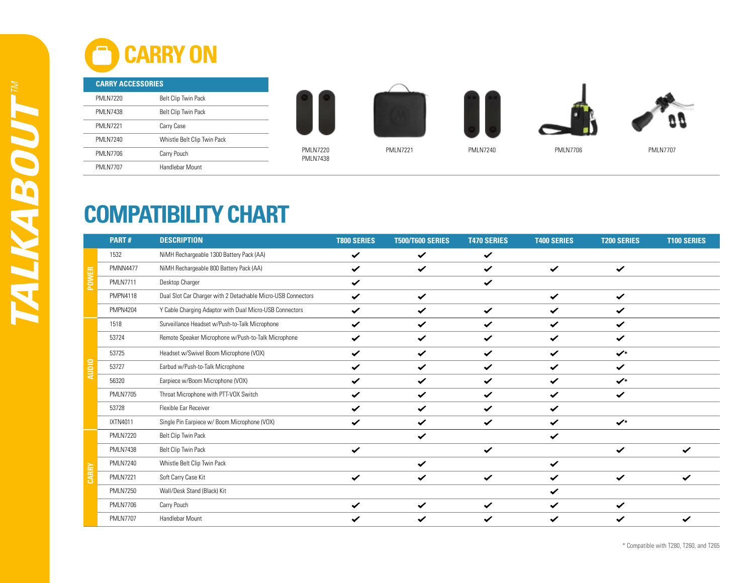# CARRY ON

| CARRY ACCESSORIES | |
|---|---|
| PMLN7220 | Belt Clip Twin Pack |
| PMLN7438 | Belt Clip Twin Pack |
| PMLN7221 | Carry Case |
| PMLN7240 | Whistle Belt Clip Twin Pack |
| PMLN7706 | Carry Pouch |
| PMLN7707 | Handlebar Mount |

PMLN7220
PMLN7438

PMLN7221

PMLN7240

PMLN7706

PMLN7707

# COMPATIBILITY CHART

| | PART # | DESCRIPTION | T800 SERIES | T500/T600 SERIES | T470 SERIES | T400 SERIES | T200 SERIES | T100 SERIES |
|---|---|---|---|---|---|---|---|---|
| POWER | 1532 | NiMH Rechargeable 1300 Battery Pack (AA) | ✓ | ✓ | ✓ | | | |
| | PMNN4477 | NiMH Rechargeable 800 Battery Pack (AA) | ✓ | ✓ | ✓ | ✓ | ✓ | |
| | PMLN7711 | Desktop Charger | ✓ | | ✓ | | | |
| | PMPN4118 | Dual Slot Car Charger with 2 Detachable Micro-USB Connectors | ✓ | ✓ | | ✓ | ✓ | |
| | PMPN4204 | Y Cable Charging Adaptor with Dual Micro-USB Connectors | ✓ | ✓ | ✓ | ✓ | ✓ | |
| AUDIO | 1518 | Surveillance Headset w/Push-to-Talk Microphone | ✓ | ✓ | ✓ | ✓ | ✓ | |
| | 53724 | Remote Speaker Microphone w/Push-to-Talk Microphone | ✓ | ✓ | ✓ | ✓ | ✓ | |
| | 53725 | Headset w/Swivel Boom Microphone (VOX) | ✓ | ✓ | ✓ | ✓ | ✓* | |
| | 53727 | Earbud w/Push-to-Talk Microphone | ✓ | ✓ | ✓ | ✓ | ✓ | |
| | 56320 | Earpiece w/Boom Microphone (VOX) | ✓ | ✓ | ✓ | ✓ | ✓* | |
| | PMLN7705 | Throat Microphone with PTT-VOX Switch | ✓ | ✓ | ✓ | ✓ | ✓ | |
| | 53728 | Flexible Ear Receiver | ✓ | ✓ | ✓ | ✓ | | |
| | IXTN4011 | Single Pin Earpiece w/ Boom Microphone (VOX) | ✓ | ✓ | ✓ | ✓ | ✓* | |
| CARRY | PMLN7220 | Belt Clip Twin Pack | | ✓ | | ✓ | | |
| | PMLN7438 | Belt Clip Twin Pack | ✓ | | ✓ | | ✓ | ✓ |
| | PMLN7240 | Whistle Belt Clip Twin Pack | | ✓ | | ✓ | | |
| | PMLN7221 | Soft Carry Case Kit | ✓ | ✓ | ✓ | ✓ | ✓ | ✓ |
| | PMLN7250 | Wall/Desk Stand (Black) Kit | | | | ✓ | | |
| | PMLN7706 | Carry Pouch | ✓ | ✓ | ✓ | ✓ | ✓ | |
| | PMLN7707 | Handlebar Mount | ✓ | ✓ | ✓ | ✓ | ✓ | ✓ |

* Compatible with T280, T260, and T265